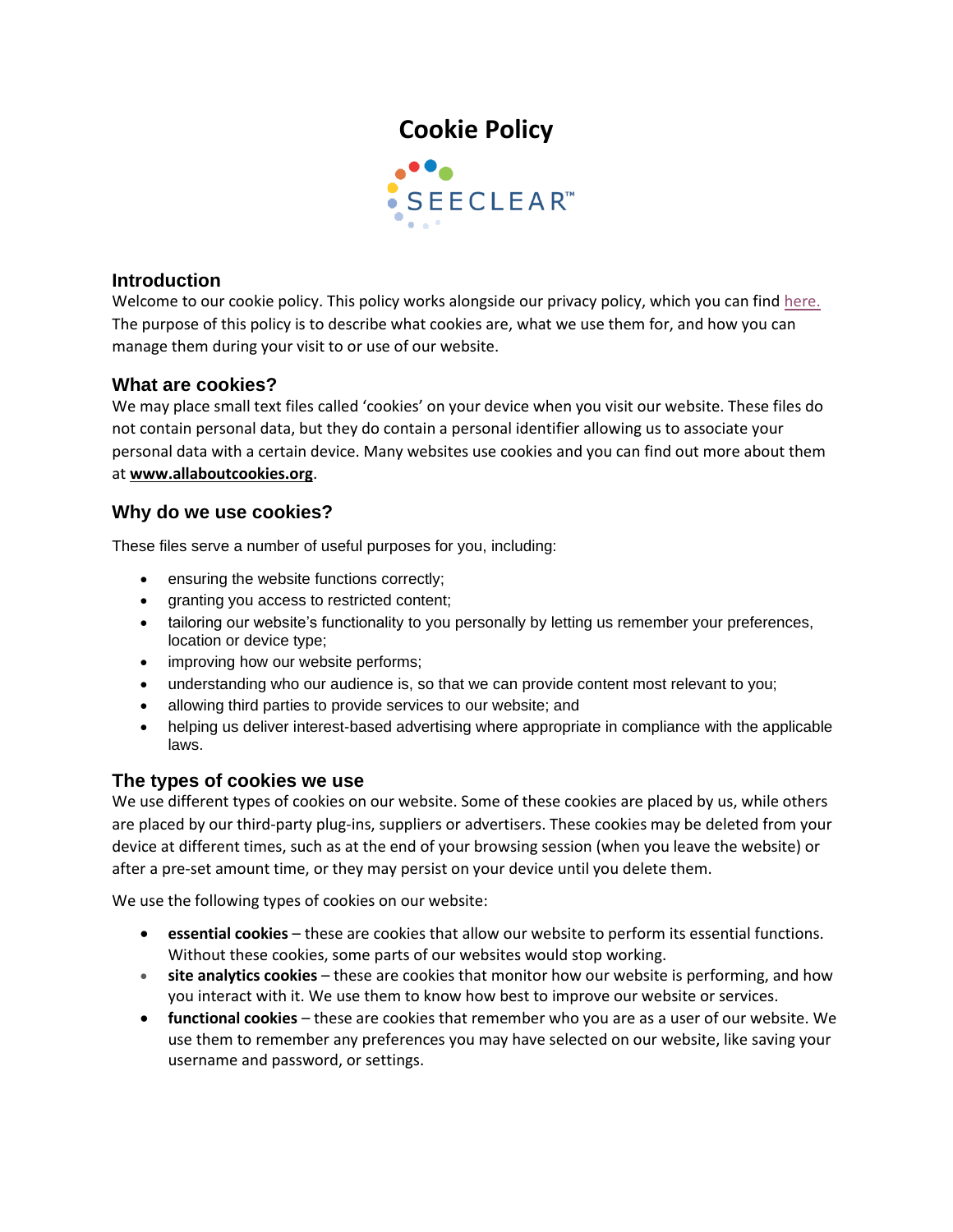# Cookie Policy

SEECLEAR™

## Introduction

Welcome to our cookie policy. This policy works alongside our privacy policy, which you can find here. The purpose of this policy is to describe what cookies are, what we use them for, and how you can manage them during your visit to or use of our website.

## What are cookies?

We may place small text files called 'cookies' on your device when you visit our website. These files do not contain personal data, but they do contain a personal identifier allowing us to associate your personal data with a certain device. Many websites use cookies and you can find out more about them at **www.allaboutcookies.org**.

## Why do we use cookies?

These files serve a number of useful purposes for you, including:

- ensuring the website functions correctly;
- granting you access to restricted content;
- tailoring our website's functionality to you personally by letting us remember your preferences, location or device type;
- improving how our website performs;
- understanding who our audience is, so that we can provide content most relevant to you;
- allowing third parties to provide services to our website; and
- helping us deliver interest-based advertising where appropriate in compliance with the applicable laws.

## The types of cookies we use

We use different types of cookies on our website. Some of these cookies are placed by us, while others are placed by our third-party plug-ins, suppliers or advertisers. These cookies may be deleted from your device at different times, such as at the end of your browsing session (when you leave the website) or after a pre-set amount time, or they may persist on your device until you delete them.

We use the following types of cookies on our website:

- **essential cookies** – these are cookies that allow our website to perform its essential functions. Without these cookies, some parts of our websites would stop working.
- **site analytics cookies** – these are cookies that monitor how our website is performing, and how you interact with it. We use them to know how best to improve our website or services.
- **functional cookies** – these are cookies that remember who you are as a user of our website. We use them to remember any preferences you may have selected on our website, like saving your username and password, or settings.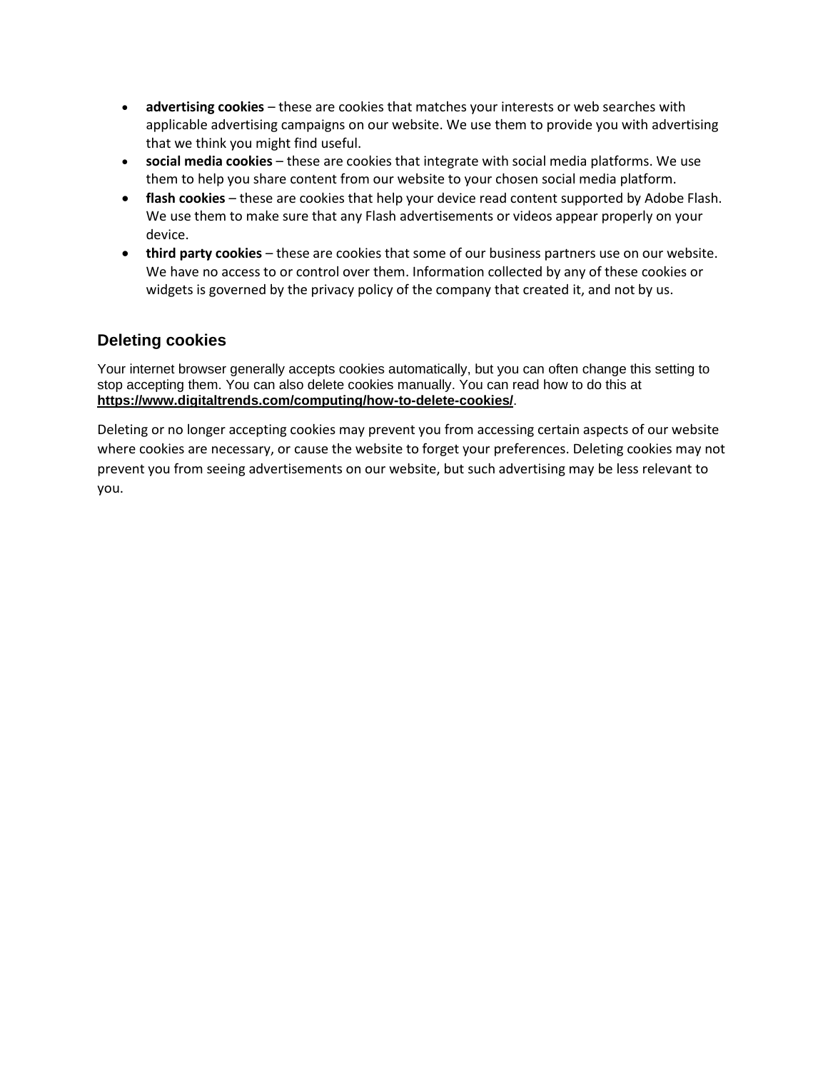- **advertising cookies** – these are cookies that matches your interests or web searches with applicable advertising campaigns on our website. We use them to provide you with advertising that we think you might find useful.
- **social media cookies** – these are cookies that integrate with social media platforms. We use them to help you share content from our website to your chosen social media platform.
- **flash cookies** – these are cookies that help your device read content supported by Adobe Flash. We use them to make sure that any Flash advertisements or videos appear properly on your device.
- **third party cookies** – these are cookies that some of our business partners use on our website. We have no access to or control over them. Information collected by any of these cookies or widgets is governed by the privacy policy of the company that created it, and not by us.

## Deleting cookies

Your internet browser generally accepts cookies automatically, but you can often change this setting to stop accepting them. You can also delete cookies manually. You can read how to do this at **https://www.digitaltrends.com/computing/how-to-delete-cookies/**.

Deleting or no longer accepting cookies may prevent you from accessing certain aspects of our website where cookies are necessary, or cause the website to forget your preferences. Deleting cookies may not prevent you from seeing advertisements on our website, but such advertising may be less relevant to you.